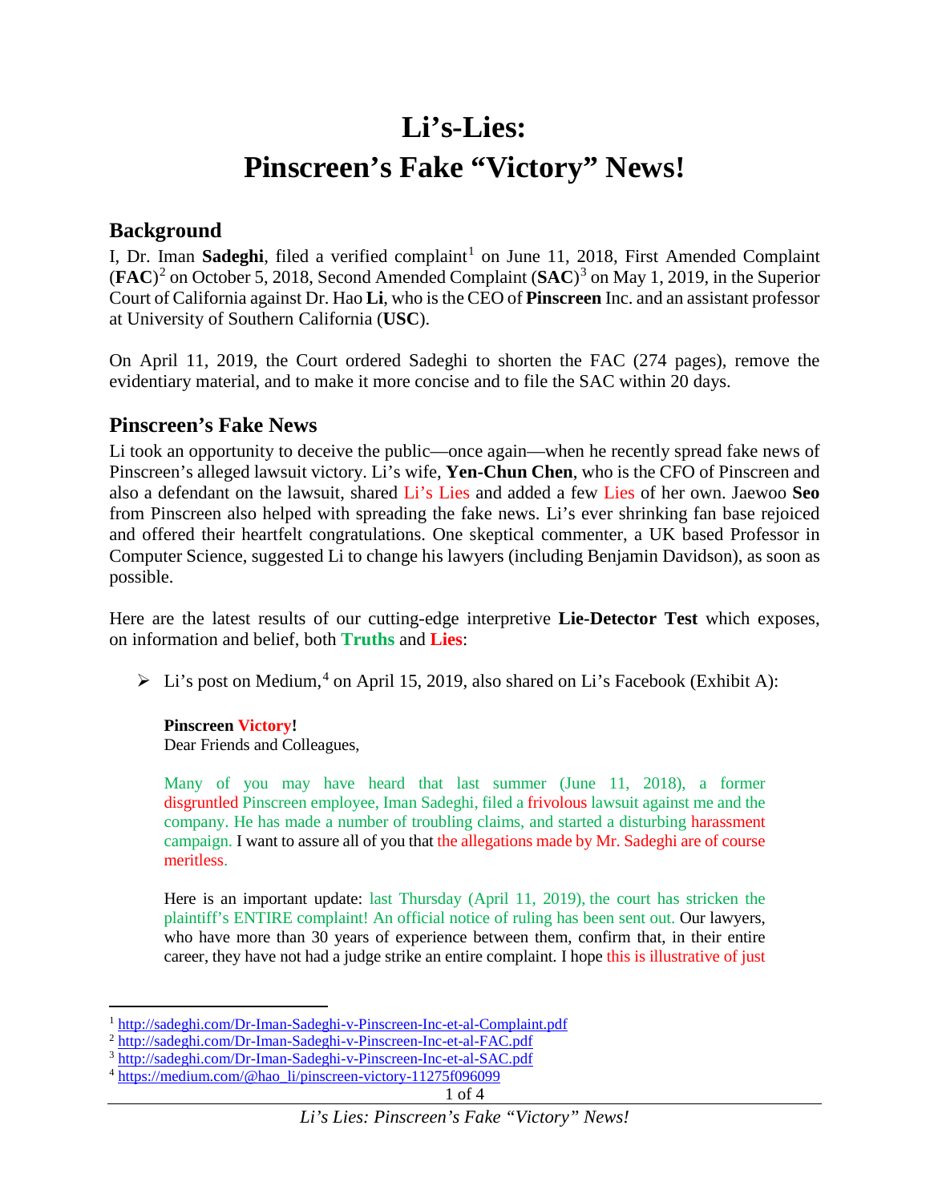# Li's-Lies:
# Pinscreen's Fake "Victory" News!

## Background

I, Dr. Iman **Sadeghi**, filed a verified complaint[1] on June 11, 2018, First Amended Complaint (**FAC**)[2] on October 5, 2018, Second Amended Complaint (**SAC**)[3] on May 1, 2019, in the Superior Court of California against Dr. Hao **Li**, who is the CEO of **Pinscreen** Inc. and an assistant professor at University of Southern California (**USC**).

On April 11, 2019, the Court ordered Sadeghi to shorten the FAC (274 pages), remove the evidentiary material, and to make it more concise and to file the SAC within 20 days.

## Pinscreen's Fake News

Li took an opportunity to deceive the public—once again—when he recently spread fake news of Pinscreen's alleged lawsuit victory. Li's wife, **Yen-Chun Chen**, who is the CFO of Pinscreen and also a defendant on the lawsuit, shared Li's Lies and added a few Lies of her own. Jaewoo **Seo** from Pinscreen also helped with spreading the fake news. Li's ever shrinking fan base rejoiced and offered their heartfelt congratulations. One skeptical commenter, a UK based Professor in Computer Science, suggested Li to change his lawyers (including Benjamin Davidson), as soon as possible.

Here are the latest results of our cutting-edge interpretive **Lie-Detector Test** which exposes, on information and belief, both **Truths** and **Lies**:

- Li's post on Medium,[4] on April 15, 2019, also shared on Li's Facebook (Exhibit A):

> **Pinscreen Victory!**
> Dear Friends and Colleagues,
>
> Many of you may have heard that last summer (June 11, 2018), a former disgruntled Pinscreen employee, Iman Sadeghi, filed a frivolous lawsuit against me and the company. He has made a number of troubling claims, and started a disturbing harassment campaign. I want to assure all of you that the allegations made by Mr. Sadeghi are of course meritless.
>
> Here is an important update: last Thursday (April 11, 2019), the court has stricken the plaintiff's ENTIRE complaint! An official notice of ruling has been sent out. Our lawyers, who have more than 30 years of experience between them, confirm that, in their entire career, they have not had a judge strike an entire complaint. I hope this is illustrative of just

[1] http://sadeghi.com/Dr-Iman-Sadeghi-v-Pinscreen-Inc-et-al-Complaint.pdf
[2] http://sadeghi.com/Dr-Iman-Sadeghi-v-Pinscreen-Inc-et-al-FAC.pdf
[3] http://sadeghi.com/Dr-Iman-Sadeghi-v-Pinscreen-Inc-et-al-SAC.pdf
[4] https://medium.com/@hao_li/pinscreen-victory-11275f096099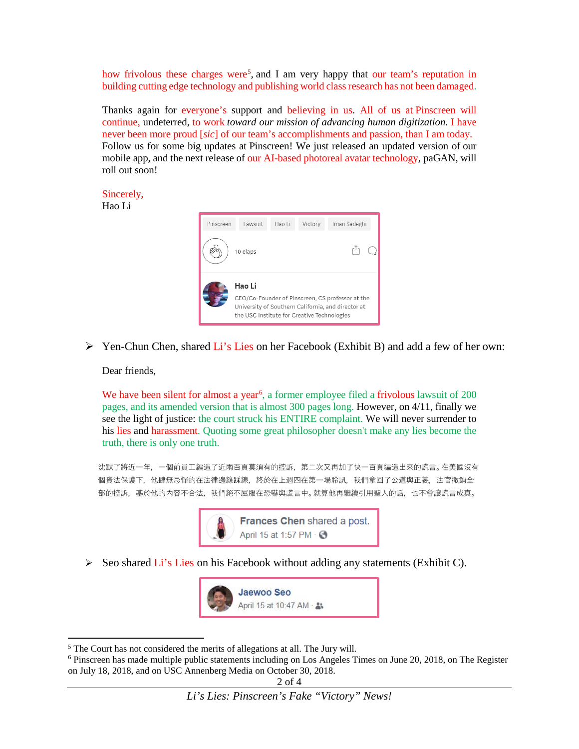how frivolous these charges were[5], and I am very happy that our team's reputation in building cutting edge technology and publishing world class research has not been damaged.

Thanks again for everyone's support and believing in us. All of us at Pinscreen will continue, undeterred, to work *toward our mission of advancing human digitization*. I have never been more proud [*sic*] of our team's accomplishments and passion, than I am today. Follow us for some big updates at Pinscreen! We just released an updated version of our mobile app, and the next release of our AI-based photoreal avatar technology, paGAN, will roll out soon!

Sincerely,
Hao Li

Pinscreen | Lawsuit | Hao Li | Victory | Iman Sadeghi

10 claps

**Hao Li**
CEO/Co-Founder of Pinscreen, CS professor at the University of Southern California, and director at the USC Institute for Creative Technologies

- Yen-Chun Chen, shared Li's Lies on her Facebook (Exhibit B) and add a few of her own:

  Dear friends,

  We have been silent for almost a year[6], a former employee filed a frivolous lawsuit of 200 pages, and its amended version that is almost 300 pages long. However, on 4/11, finally we see the light of justice: the court struck his ENTIRE complaint. We will never surrender to his lies and harassment. Quoting some great philosopher doesn't make any lies become the truth, there is only one truth.

  沈默了將近一年，一個前員工編造了近兩百頁莫須有的控訴，第二次又再加了快一百頁編造出來的謊言。在美國沒有個資法保護下，他肆無忌憚的在法律邊緣踩線，終於在上週四在第一場聆訊，我們拿回了公道與正義，法官撤銷全部的控訴，基於他的內容不合法，我們絕不屈服在恐嚇與謊言中。就算他再繼續引用聖人的話，也不會讓謊言成真。

  **Frances Chen** shared a post.
  April 15 at 1:57 PM

- Seo shared Li's Lies on his Facebook without adding any statements (Exhibit C).

  **Jaewoo Seo**
  April 15 at 10:47 AM

[5] The Court has not considered the merits of allegations at all. The Jury will.

[6] Pinscreen has made multiple public statements including on Los Angeles Times on June 20, 2018, on The Register on July 18, 2018, and on USC Annenberg Media on October 30, 2018.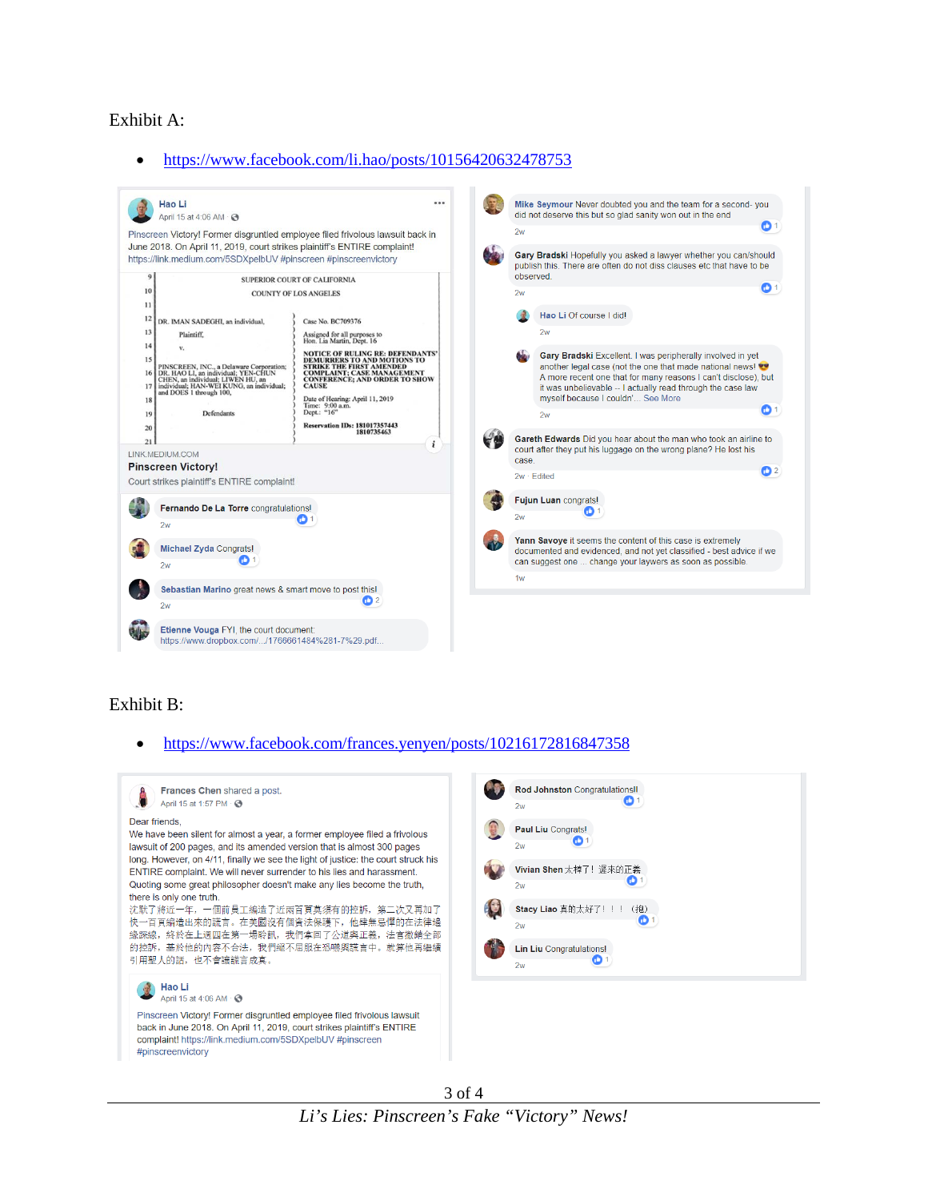Exhibit A:

- https://www.facebook.com/li.hao/posts/10156420632478753

**Hao Li**
April 15 at 4:06 AM

Pinscreen Victory! Former disgruntled employee filed frivolous lawsuit back in June 2018. On April 11, 2019, court strikes plaintiff's ENTIRE complaint! https://link.medium.com/5SDXpelbUV #pinscreen #pinscreenvictory

SUPERIOR COURT OF CALIFORNIA
COUNTY OF LOS ANGELES

DR. IMAN SADEGHI, an individual, Plaintiff, v. PINSCREEN, INC., a Delaware Corporation; DR. HAO LI, an individual; YEN-CHUN CHEN, an individual; LIWEN HU, an individual; HAN-WEI KUNG, an individual; and DOES 1 through 100, Defendants

Case No. BC709376
Assigned for all purposes to Hon. Lia Martin, Dept. 16
NOTICE OF RULING RE: DEFENDANTS' DEMURRERS TO AND MOTIONS TO STRIKE THE FIRST AMENDED COMPLAINT; CASE MANAGEMENT CONFERENCE; AND ORDER TO SHOW CAUSE
Date of Hearing: April 11, 2019
Time: 9:00 a.m.
Dept.: "16"
Reservation IDs: 181017357443 181073546 3

LINK.MEDIUM.COM
**Pinscreen Victory!**
Court strikes plaintiff's ENTIRE complaint!

**Fernando De La Torre** congratulations!
2w

**Michael Zyda** Congrats!
2w

**Sebastian Marino** great news & smart move to post this!
2w

**Etienne Vouga** FYI, the court document: https://www.dropbox.com/.../1766661484%281-7%29.pdf...

**Mike Seymour** Never doubted you and the team for a second- you did not deserve this but so glad sanity won out in the end
2w

**Gary Bradski** Hopefully you asked a lawyer whether you can/should publish this. There are often do not diss clauses etc that have to be observed.
2w

**Hao Li** Of course I did!
2w

**Gary Bradski** Excellent. I was peripherally involved in yet another legal case (not the one that made national news! 😎 A more recent one that for many reasons I can't disclose), but it was unbelievable -- I actually read through the case law myself because I couldn'... See More
2w

**Gareth Edwards** Did you hear about the man who took an airline to court after they put his luggage on the wrong plane? He lost his case.
2w · Edited

**Fujun Luan** congrats!
2w

**Yann Savoye** it seems the content of this case is extremely documented and evidenced, and not yet classified - best advice if we can suggest one ... change your lawyers as soon as possible.
1w

Exhibit B:

- https://www.facebook.com/frances.yenyen/posts/10216172816847358

**Frances Chen** shared a post.
April 15 at 1:57 PM

Dear friends,
We have been silent for almost a year, a former employee filed a frivolous lawsuit of 200 pages, and its amended version that is almost 300 pages long. However, on 4/11, finally we see the light of justice: the court struck his ENTIRE complaint. We will never surrender to his lies and harassment. Quoting some great philosopher doesn't make any lies become the truth, there is only one truth.
沈默了將近一年，一個前員工編造了近兩百頁莫須有的控訴，第二次又再加了快一百頁編造出來的謊言。在美國沒有個資法保護下，他肆無忌憚的在法律邊緣踩線，終於在上週四在第一場聆訊，我們拿回了公道與正義，法官撤銷全部的控訴，基於他的內容不合法，我們絕不屈服在恐嚇與謊言中。就算他再繼續引用聖人的話，也不會讓謊言成真。

**Hao Li**
April 15 at 4:06 AM
Pinscreen Victory! Former disgruntled employee filed frivolous lawsuit back in June 2018. On April 11, 2019, court strikes plaintiff's ENTIRE complaint! https://link.medium.com/5SDXpelbUV #pinscreen #pinscreenvictory

**Rod Johnston** Congratulations!!
2w

**Paul Liu** Congrats!
2w

**Vivian Shen** 太棒了！ 遲來的正義
2w

**Stacy Liao** 真的太好了！！！ (抱)
2w

**Lin Liu** Congratulations!
2w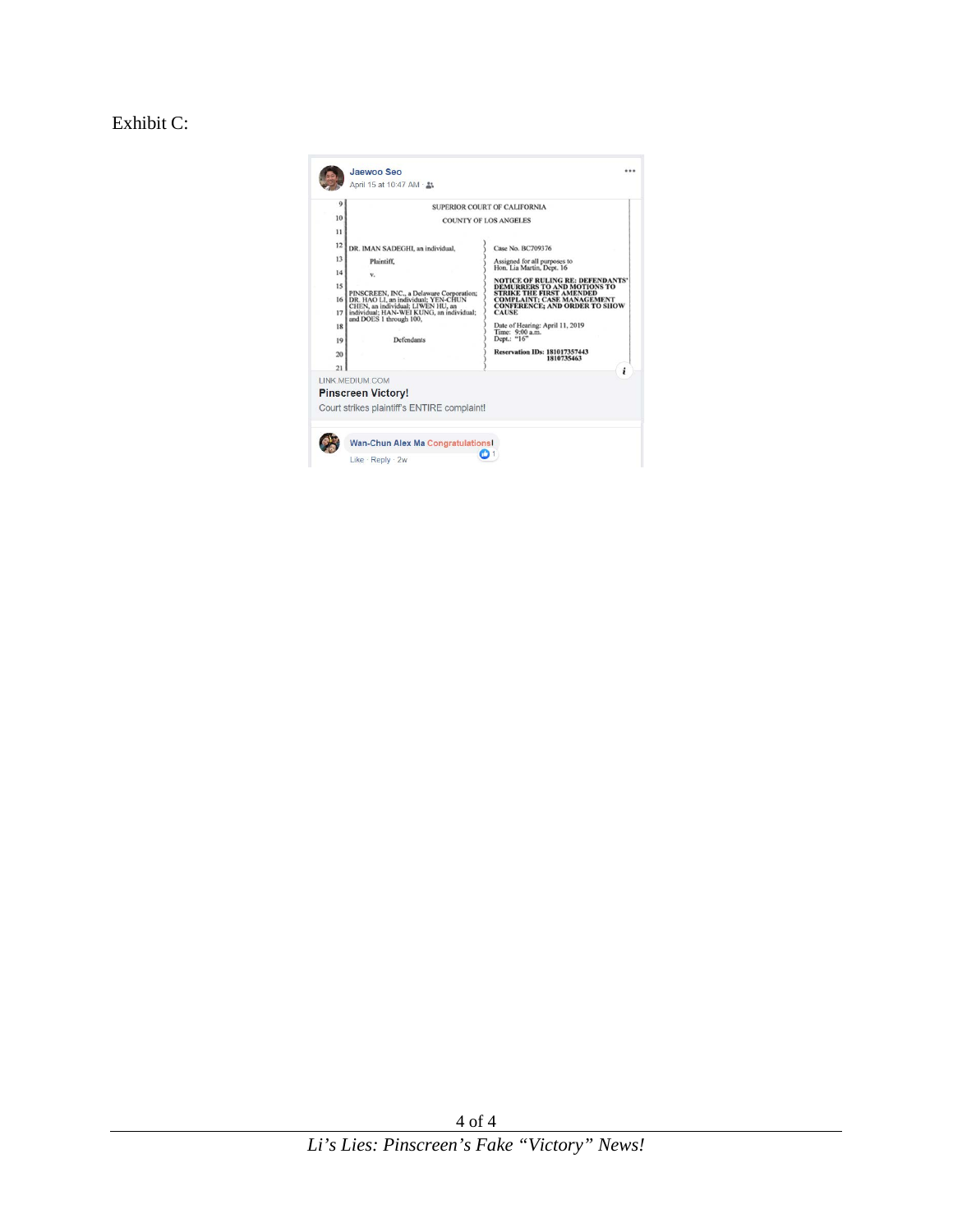Exhibit C:

Jaewoo Seo
April 15 at 10:47 AM

SUPERIOR COURT OF CALIFORNIA

COUNTY OF LOS ANGELES

DR. IMAN SADEGHI, an individual,

Plaintiff,

v.

PINSCREEN, INC., a Delaware Corporation; DR. HAO LI, an individual; YEN-CHUN CHEN, an individual; LIWEN HU, an individual; HAN-WEI KUNG, an individual; and DOES 1 through 100,

Defendants

Case No. BC709376

Assigned for all purposes to Hon. Lia Martin, Dept. 16

NOTICE OF RULING RE: DEFENDANTS' DEMURRERS TO AND MOTIONS TO STRIKE THE FIRST AMENDED COMPLAINT; CASE MANAGEMENT CONFERENCE; AND ORDER TO SHOW CAUSE

Date of Hearing: April 11, 2019
Time: 9:00 a.m.
Dept.: "16"

Reservation IDs: 181017357443 1810735463

LINK.MEDIUM.COM

**Pinscreen Victory!**

Court strikes plaintiff's ENTIRE complaint!

Wan-Chun Alex Ma Congratulations!

Like · Reply · 2w